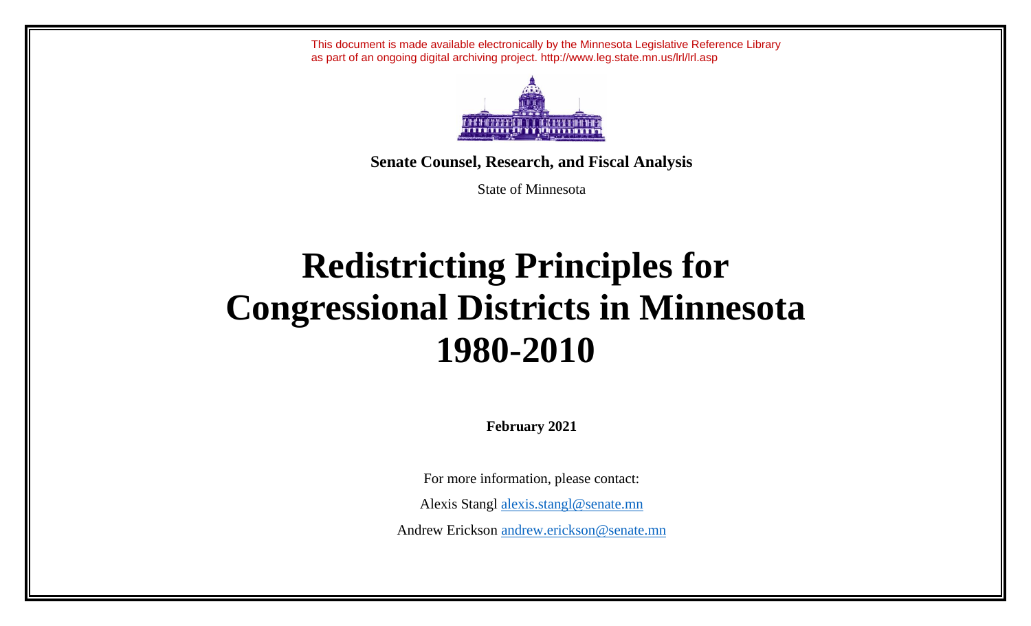This document is made available electronically by the Minnesota Legislative Reference Library as part of an ongoing digital archiving project. http://www.leg.state.mn.us/lrl/lrl.asp

**Senate Counsel, Research, and Fiscal Analysis**

State of Minnesota

# Redistricting Principles for Congressional Districts in Minnesota 1980-2010

**February 2021**

For more information, please contact:

Alexis Stangl [alexis.stangl@senate.mn](mailto:alexis.stangl@senate.mn)

Andrew Erickson [andrew.erickson@senate.mn](mailto:andrew.erickson@senate.mn)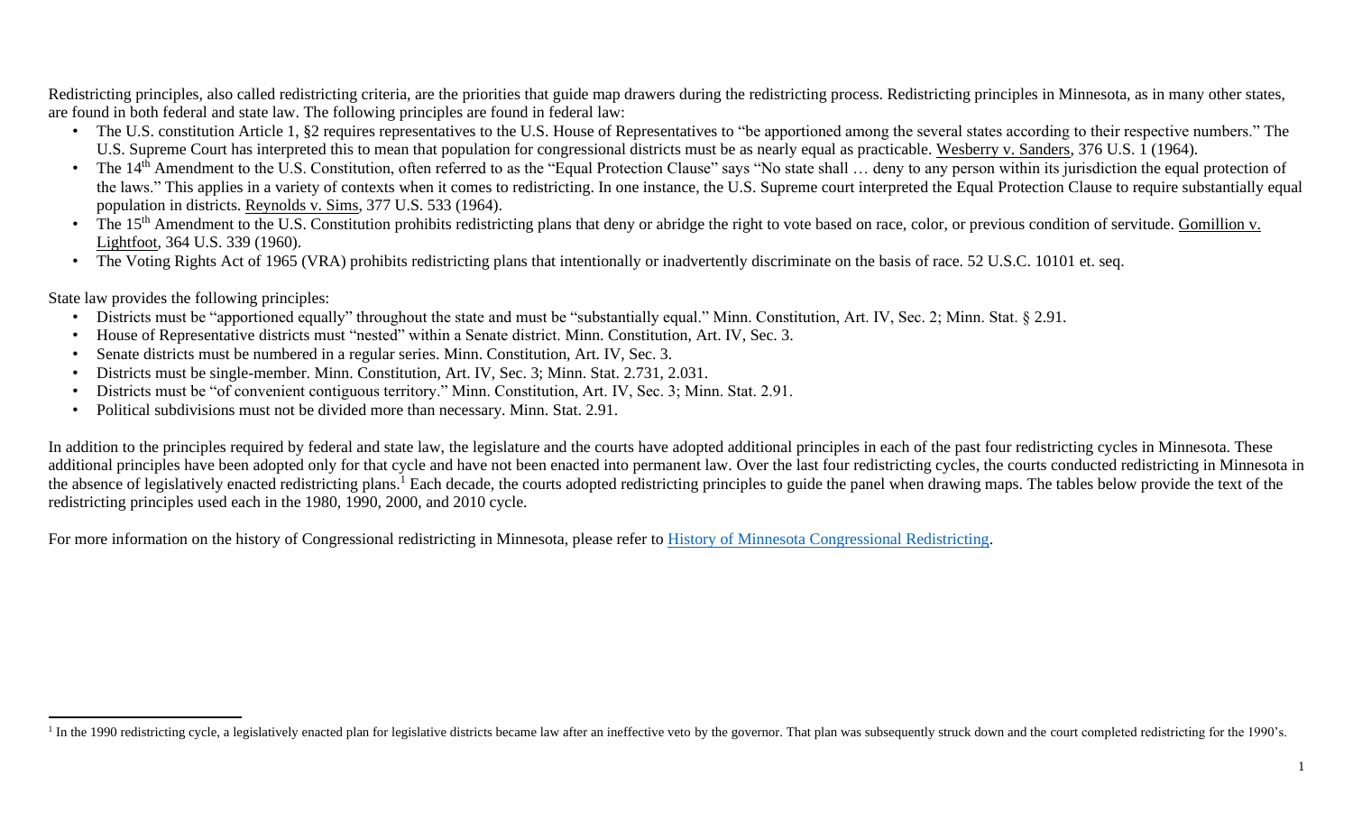Redistricting principles, also called redistricting criteria, are the priorities that guide map drawers during the redistricting process. Redistricting principles in Minnesota, as in many other states, are found in both federal and state law. The following principles are found in federal law:

- The U.S. constitution Article 1, §2 requires representatives to the U.S. House of Representatives to "be apportioned among the several states according to their respective numbers." The U.S. Supreme Court has interpreted this to mean that population for congressional districts must be as nearly equal as practicable. Wesberry v. Sanders, 376 U.S. 1 (1964).
- The 14th Amendment to the U.S. Constitution, often referred to as the "Equal Protection Clause" says "No state shall … deny to any person within its jurisdiction the equal protection of the laws." This applies in a variety of contexts when it comes to redistricting. In one instance, the U.S. Supreme court interpreted the Equal Protection Clause to require substantially equal population in districts. Reynolds v. Sims, 377 U.S. 533 (1964).
- The 15th Amendment to the U.S. Constitution prohibits redistricting plans that deny or abridge the right to vote based on race, color, or previous condition of servitude. Gomillion v. Lightfoot, 364 U.S. 339 (1960).
- The Voting Rights Act of 1965 (VRA) prohibits redistricting plans that intentionally or inadvertently discriminate on the basis of race. 52 U.S.C. 10101 et. seq.

State law provides the following principles:

- Districts must be "apportioned equally" throughout the state and must be "substantially equal." Minn. Constitution, Art. IV, Sec. 2; Minn. Stat. § 2.91.
- House of Representative districts must "nested" within a Senate district. Minn. Constitution, Art. IV, Sec. 3.
- Senate districts must be numbered in a regular series. Minn. Constitution, Art. IV, Sec. 3.
- Districts must be single-member. Minn. Constitution, Art. IV, Sec. 3; Minn. Stat. 2.731, 2.031.
- Districts must be "of convenient contiguous territory." Minn. Constitution, Art. IV, Sec. 3; Minn. Stat. 2.91.
- Political subdivisions must not be divided more than necessary. Minn. Stat. 2.91.

In addition to the principles required by federal and state law, the legislature and the courts have adopted additional principles in each of the past four redistricting cycles in Minnesota. These additional principles have been adopted only for that cycle and have not been enacted into permanent law. Over the last four redistricting cycles, the courts conducted redistricting in Minnesota in the absence of legislatively enacted redistricting plans.[1] Each decade, the courts adopted redistricting principles to guide the panel when drawing maps. The tables below provide the text of the redistricting principles used each in the 1980, 1990, 2000, and 2010 cycle.

For more information on the history of Congressional redistricting in Minnesota, please refer to [History of Minnesota Congressional Redistricting](#).

[1] In the 1990 redistricting cycle, a legislatively enacted plan for legislative districts became law after an ineffective veto by the governor. That plan was subsequently struck down and the court completed redistricting for the 1990's.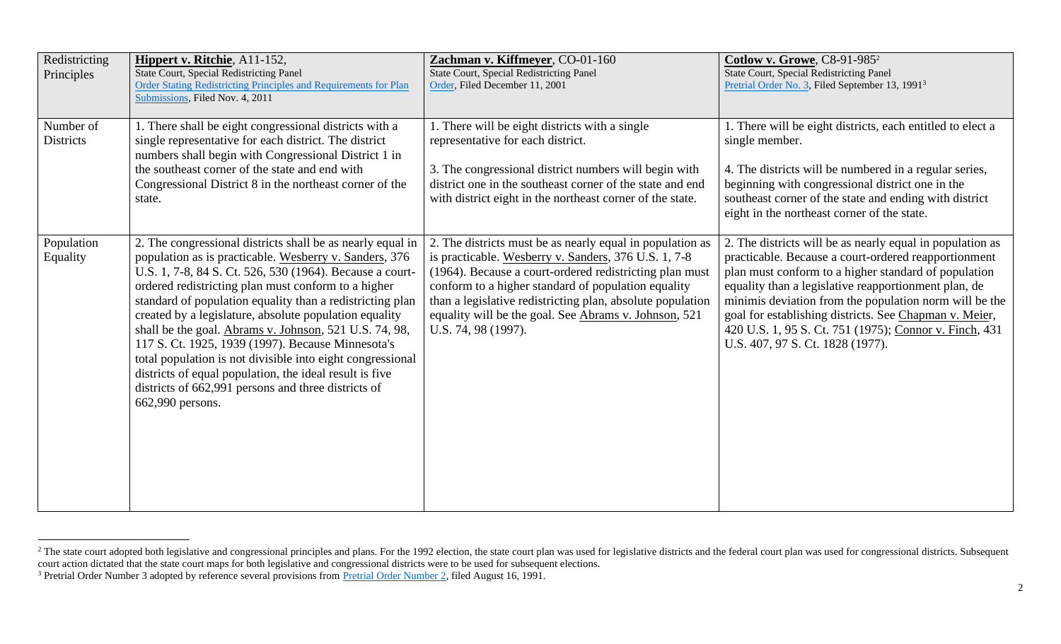| Redistricting Principles | **Hippert v. Ritchie**, A11-152, State Court, Special Redistricting Panel Order Stating Redistricting Principles and Requirements for Plan Submissions, Filed Nov. 4, 2011 | **Zachman v. Kiffmeyer**, CO-01-160 State Court, Special Redistricting Panel Order, Filed December 11, 2001 | **Cotlow v. Growe**, C8-91-985[2] State Court, Special Redistricting Panel Pretrial Order No. 3, Filed September 13, 1991[3] |
|---|---|---|---|
| Number of Districts | 1. There shall be eight congressional districts with a single representative for each district. The district numbers shall begin with Congressional District 1 in the southeast corner of the state and end with Congressional District 8 in the northeast corner of the state. | 1. There will be eight districts with a single representative for each district.<br><br>3. The congressional district numbers will begin with district one in the southeast corner of the state and end with district eight in the northeast corner of the state. | 1. There will be eight districts, each entitled to elect a single member.<br><br>4. The districts will be numbered in a regular series, beginning with congressional district one in the southeast corner of the state and ending with district eight in the northeast corner of the state. |
| Population Equality | 2. The congressional districts shall be as nearly equal in population as is practicable. Wesberry v. Sanders, 376 U.S. 1, 7-8, 84 S. Ct. 526, 530 (1964). Because a court-ordered redistricting plan must conform to a higher standard of population equality than a redistricting plan created by a legislature, absolute population equality shall be the goal. Abrams v. Johnson, 521 U.S. 74, 98, 117 S. Ct. 1925, 1939 (1997). Because Minnesota's total population is not divisible into eight congressional districts of equal population, the ideal result is five districts of 662,991 persons and three districts of 662,990 persons. | 2. The districts must be as nearly equal in population as is practicable. Wesberry v. Sanders, 376 U.S. 1, 7-8 (1964). Because a court-ordered redistricting plan must conform to a higher standard of population equality than a legislative redistricting plan, absolute population equality will be the goal. See Abrams v. Johnson, 521 U.S. 74, 98 (1997). | 2. The districts will be as nearly equal in population as practicable. Because a court-ordered reapportionment plan must conform to a higher standard of population equality than a legislative reapportionment plan, de minimis deviation from the population norm will be the goal for establishing districts. See Chapman v. Meier, 420 U.S. 1, 95 S. Ct. 751 (1975); Connor v. Finch, 431 U.S. 407, 97 S. Ct. 1828 (1977). |

[2] The state court adopted both legislative and congressional principles and plans. For the 1992 election, the state court plan was used for legislative districts and the federal court plan was used for congressional districts. Subsequent court action dictated that the state court maps for both legislative and congressional districts were to be used for subsequent elections.

[3] Pretrial Order Number 3 adopted by reference several provisions from Pretrial Order Number 2, filed August 16, 1991.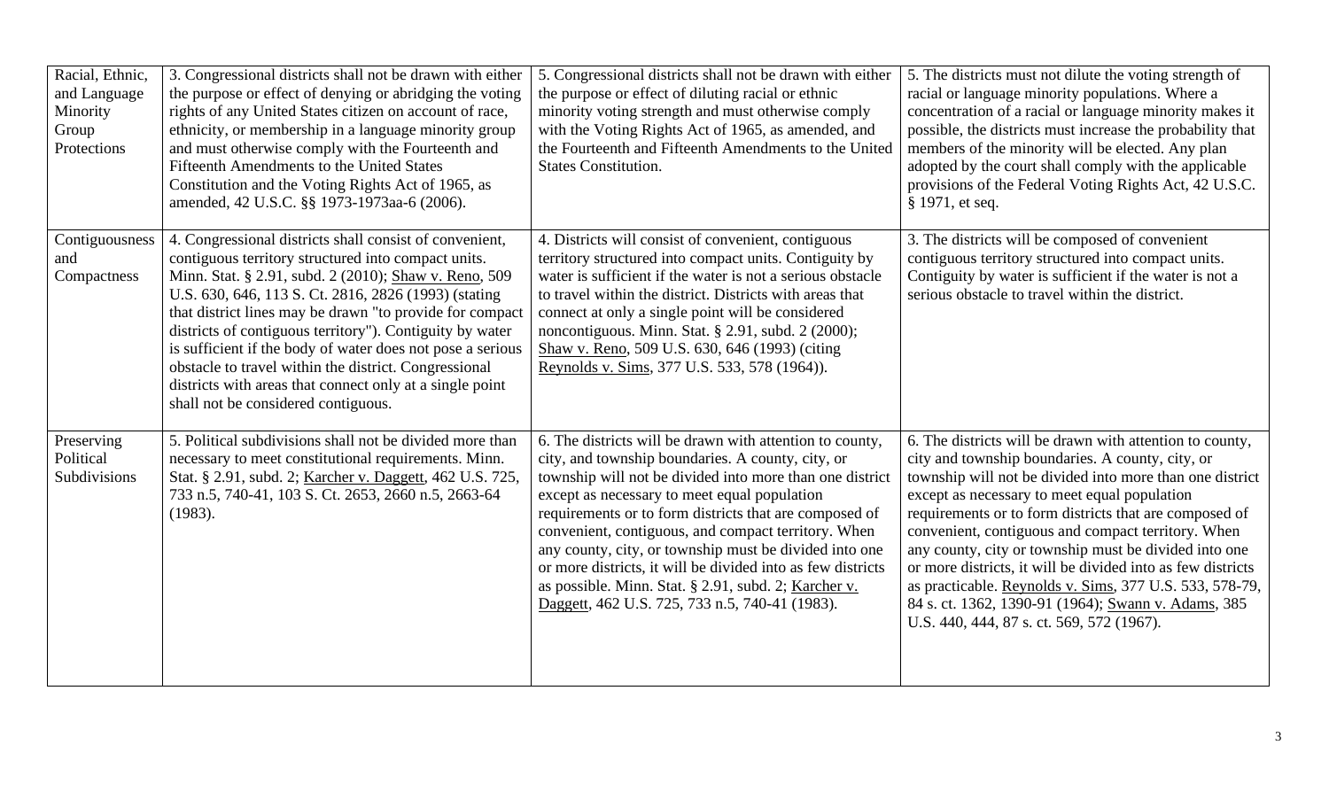| | | | |
|---|---|---|---|
| Racial, Ethnic, and Language Minority Group Protections | 3. Congressional districts shall not be drawn with either the purpose or effect of denying or abridging the voting rights of any United States citizen on account of race, ethnicity, or membership in a language minority group and must otherwise comply with the Fourteenth and Fifteenth Amendments to the United States Constitution and the Voting Rights Act of 1965, as amended, 42 U.S.C. §§ 1973-1973aa-6 (2006). | 5. Congressional districts shall not be drawn with either the purpose or effect of diluting racial or ethnic minority voting strength and must otherwise comply with the Voting Rights Act of 1965, as amended, and the Fourteenth and Fifteenth Amendments to the United States Constitution. | 5. The districts must not dilute the voting strength of racial or language minority populations. Where a concentration of a racial or language minority makes it possible, the districts must increase the probability that members of the minority will be elected. Any plan adopted by the court shall comply with the applicable provisions of the Federal Voting Rights Act, 42 U.S.C. § 1971, et seq. |
| Contiguousness and Compactness | 4. Congressional districts shall consist of convenient, contiguous territory structured into compact units. Minn. Stat. § 2.91, subd. 2 (2010); Shaw v. Reno, 509 U.S. 630, 646, 113 S. Ct. 2816, 2826 (1993) (stating that district lines may be drawn "to provide for compact districts of contiguous territory"). Contiguity by water is sufficient if the body of water does not pose a serious obstacle to travel within the district. Congressional districts with areas that connect only at a single point shall not be considered contiguous. | 4. Districts will consist of convenient, contiguous territory structured into compact units. Contiguity by water is sufficient if the water is not a serious obstacle to travel within the district. Districts with areas that connect at only a single point will be considered noncontiguous. Minn. Stat. § 2.91, subd. 2 (2000); Shaw v. Reno, 509 U.S. 630, 646 (1993) (citing Reynolds v. Sims, 377 U.S. 533, 578 (1964)). | 3. The districts will be composed of convenient contiguous territory structured into compact units. Contiguity by water is sufficient if the water is not a serious obstacle to travel within the district. |
| Preserving Political Subdivisions | 5. Political subdivisions shall not be divided more than necessary to meet constitutional requirements. Minn. Stat. § 2.91, subd. 2; Karcher v. Daggett, 462 U.S. 725, 733 n.5, 740-41, 103 S. Ct. 2653, 2660 n.5, 2663-64 (1983). | 6. The districts will be drawn with attention to county, city, and township boundaries. A county, city, or township will not be divided into more than one district except as necessary to meet equal population requirements or to form districts that are composed of convenient, contiguous, and compact territory. When any county, city, or township must be divided into one or more districts, it will be divided into as few districts as possible. Minn. Stat. § 2.91, subd. 2; Karcher v. Daggett, 462 U.S. 725, 733 n.5, 740-41 (1983). | 6. The districts will be drawn with attention to county, city and township boundaries. A county, city, or township will not be divided into more than one district except as necessary to meet equal population requirements or to form districts that are composed of convenient, contiguous and compact territory. When any county, city or township must be divided into one or more districts, it will be divided into as few districts as practicable. Reynolds v. Sims, 377 U.S. 533, 578-79, 84 s. ct. 1362, 1390-91 (1964); Swann v. Adams, 385 U.S. 440, 444, 87 s. ct. 569, 572 (1967). |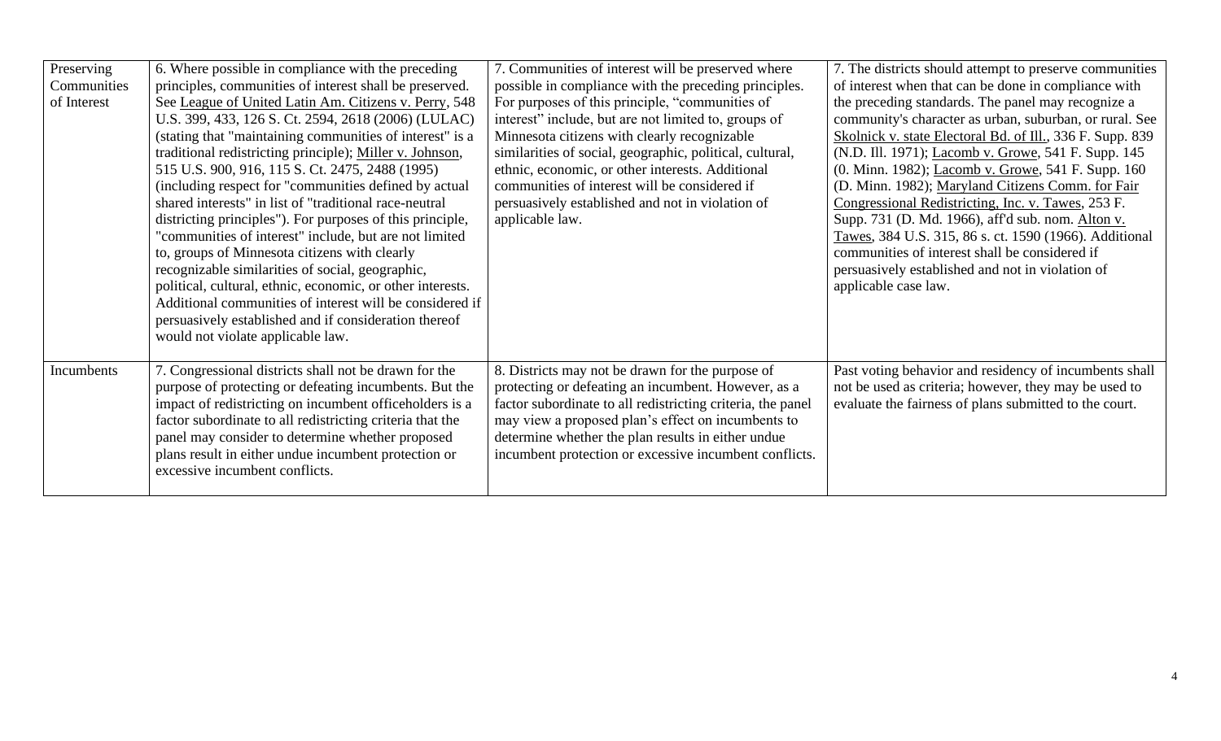| | | | |
|---|---|---|---|
| Preserving Communities of Interest | 6. Where possible in compliance with the preceding principles, communities of interest shall be preserved. See League of United Latin Am. Citizens v. Perry, 548 U.S. 399, 433, 126 S. Ct. 2594, 2618 (2006) (LULAC) (stating that "maintaining communities of interest" is a traditional redistricting principle); Miller v. Johnson, 515 U.S. 900, 916, 115 S. Ct. 2475, 2488 (1995) (including respect for "communities defined by actual shared interests" in list of "traditional race-neutral districting principles"). For purposes of this principle, "communities of interest" include, but are not limited to, groups of Minnesota citizens with clearly recognizable similarities of social, geographic, political, cultural, ethnic, economic, or other interests. Additional communities of interest will be considered if persuasively established and if consideration thereof would not violate applicable law. | 7. Communities of interest will be preserved where possible in compliance with the preceding principles. For purposes of this principle, "communities of interest" include, but are not limited to, groups of Minnesota citizens with clearly recognizable similarities of social, geographic, political, cultural, ethnic, economic, or other interests. Additional communities of interest will be considered if persuasively established and not in violation of applicable law. | 7. The districts should attempt to preserve communities of interest when that can be done in compliance with the preceding standards. The panel may recognize a community's character as urban, suburban, or rural. See Skolnick v. state Electoral Bd. of Ill., 336 F. Supp. 839 (N.D. Ill. 1971); Lacomb v. Growe, 541 F. Supp. 145 (0. Minn. 1982); Lacomb v. Growe, 541 F. Supp. 160 (D. Minn. 1982); Maryland Citizens Comm. for Fair Congressional Redistricting, Inc. v. Tawes, 253 F. Supp. 731 (D. Md. 1966), aff'd sub. nom. Alton v. Tawes, 384 U.S. 315, 86 s. ct. 1590 (1966). Additional communities of interest shall be considered if persuasively established and not in violation of applicable case law. |
| Incumbents | 7. Congressional districts shall not be drawn for the purpose of protecting or defeating incumbents. But the impact of redistricting on incumbent officeholders is a factor subordinate to all redistricting criteria that the panel may consider to determine whether proposed plans result in either undue incumbent protection or excessive incumbent conflicts. | 8. Districts may not be drawn for the purpose of protecting or defeating an incumbent. However, as a factor subordinate to all redistricting criteria, the panel may view a proposed plan's effect on incumbents to determine whether the plan results in either undue incumbent protection or excessive incumbent conflicts. | Past voting behavior and residency of incumbents shall not be used as criteria; however, they may be used to evaluate the fairness of plans submitted to the court. |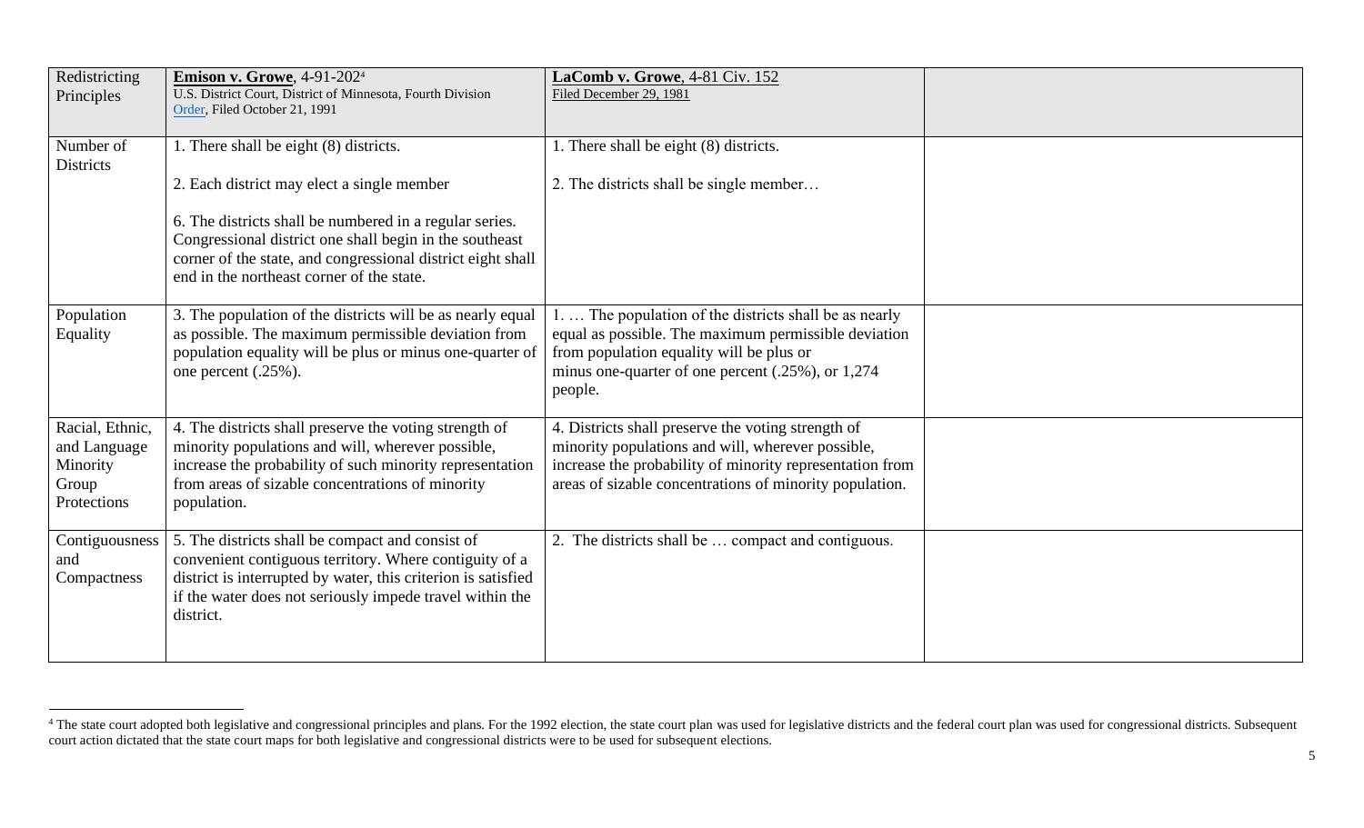| Redistricting Principles | **Emison v. Growe**, 4-91-202[4] U.S. District Court, District of Minnesota, Fourth Division Order, Filed October 21, 1991 | **LaComb v. Growe**, 4-81 Civ. 152 Filed December 29, 1981 | |
|---|---|---|---|
| Number of Districts | 1. There shall be eight (8) districts. 2. Each district may elect a single member 6. The districts shall be numbered in a regular series. Congressional district one shall begin in the southeast corner of the state, and congressional district eight shall end in the northeast corner of the state. | 1. There shall be eight (8) districts. 2. The districts shall be single member… | |
| Population Equality | 3. The population of the districts will be as nearly equal as possible. The maximum permissible deviation from population equality will be plus or minus one-quarter of one percent (.25%). | 1. … The population of the districts shall be as nearly equal as possible. The maximum permissible deviation from population equality will be plus or minus one-quarter of one percent (.25%), or 1,274 people. | |
| Racial, Ethnic, and Language Minority Group Protections | 4. The districts shall preserve the voting strength of minority populations and will, wherever possible, increase the probability of such minority representation from areas of sizable concentrations of minority population. | 4. Districts shall preserve the voting strength of minority populations and will, wherever possible, increase the probability of minority representation from areas of sizable concentrations of minority population. | |
| Contiguousness and Compactness | 5. The districts shall be compact and consist of convenient contiguous territory. Where contiguity of a district is interrupted by water, this criterion is satisfied if the water does not seriously impede travel within the district. | 2. The districts shall be … compact and contiguous. | |

[4] The state court adopted both legislative and congressional principles and plans. For the 1992 election, the state court plan was used for legislative districts and the federal court plan was used for congressional districts. Subsequent court action dictated that the state court maps for both legislative and congressional districts were to be used for subsequent elections.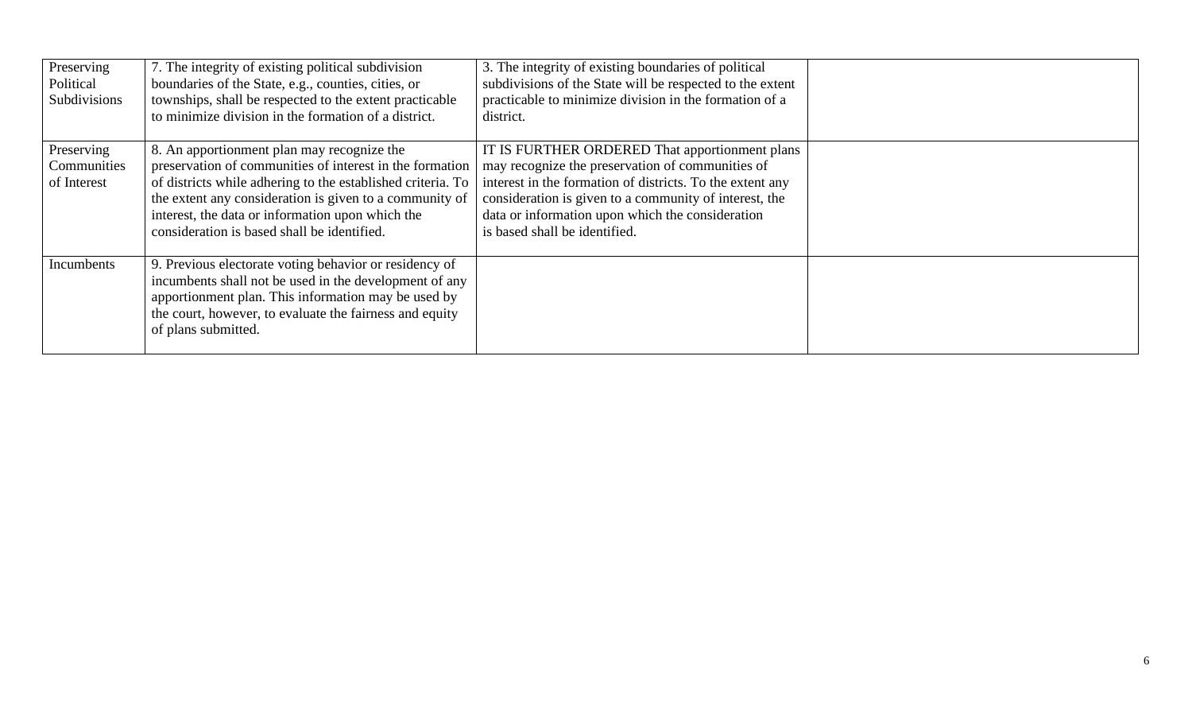| | | | |
|---|---|---|---|
| Preserving Political Subdivisions | 7. The integrity of existing political subdivision boundaries of the State, e.g., counties, cities, or townships, shall be respected to the extent practicable to minimize division in the formation of a district. | 3. The integrity of existing boundaries of political subdivisions of the State will be respected to the extent practicable to minimize division in the formation of a district. | |
| Preserving Communities of Interest | 8. An apportionment plan may recognize the preservation of communities of interest in the formation of districts while adhering to the established criteria. To the extent any consideration is given to a community of interest, the data or information upon which the consideration is based shall be identified. | IT IS FURTHER ORDERED That apportionment plans may recognize the preservation of communities of interest in the formation of districts. To the extent any consideration is given to a community of interest, the data or information upon which the consideration is based shall be identified. | |
| Incumbents | 9. Previous electorate voting behavior or residency of incumbents shall not be used in the development of any apportionment plan. This information may be used by the court, however, to evaluate the fairness and equity of plans submitted. | | |